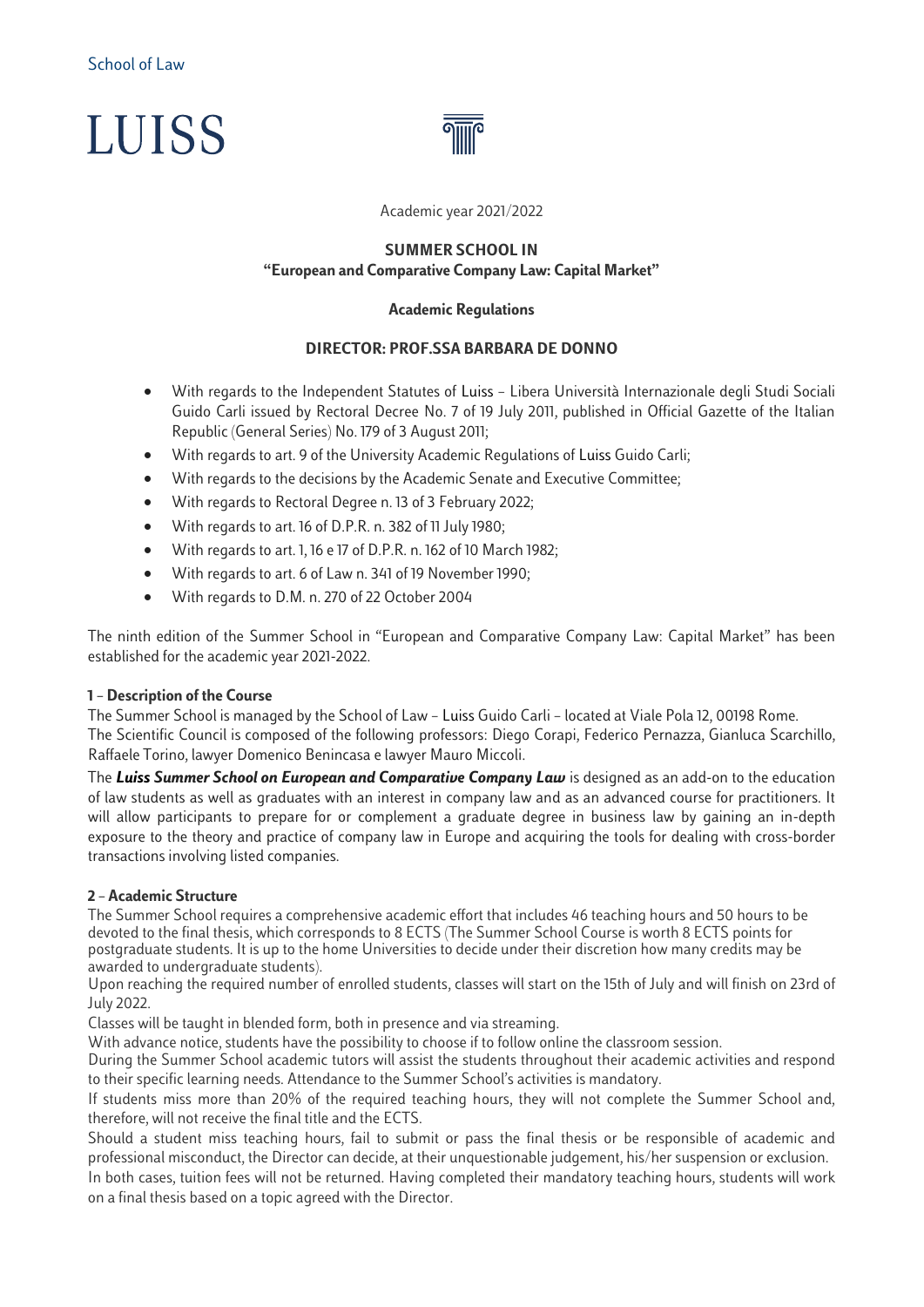School of Law

# LUISS

Academic year 2021/2022

## SUMMER SCHOOL IN
## "European and Comparative Company Law: Capital Market"

### Academic Regulations

### DIRECTOR: PROF.SSA BARBARA DE DONNO

- With regards to the Independent Statutes of Luiss – Libera Università Internazionale degli Studi Sociali Guido Carli issued by Rectoral Decree No. 7 of 19 July 2011, published in Official Gazette of the Italian Republic (General Series) No. 179 of 3 August 2011;
- With regards to art. 9 of the University Academic Regulations of Luiss Guido Carli;
- With regards to the decisions by the Academic Senate and Executive Committee;
- With regards to Rectoral Degree n. 13 of 3 February 2022;
- With regards to art. 16 of D.P.R. n. 382 of 11 July 1980;
- With regards to art. 1, 16 e 17 of D.P.R. n. 162 of 10 March 1982;
- With regards to art. 6 of Law n. 341 of 19 November 1990;
- With regards to D.M. n. 270 of 22 October 2004

The ninth edition of the Summer School in "European and Comparative Company Law: Capital Market" has been established for the academic year 2021-2022.

**1 – Description of the Course**

The Summer School is managed by the School of Law – Luiss Guido Carli – located at Viale Pola 12, 00198 Rome.
The Scientific Council is composed of the following professors: Diego Corapi, Federico Pernazza, Gianluca Scarchillo, Raffaele Torino, lawyer Domenico Benincasa e lawyer Mauro Miccoli.

The ***Luiss Summer School on European and Comparative Company Law*** is designed as an add-on to the education of law students as well as graduates with an interest in company law and as an advanced course for practitioners. It will allow participants to prepare for or complement a graduate degree in business law by gaining an in-depth exposure to the theory and practice of company law in Europe and acquiring the tools for dealing with cross-border transactions involving listed companies.

**2 – Academic Structure**

The Summer School requires a comprehensive academic effort that includes 46 teaching hours and 50 hours to be devoted to the final thesis, which corresponds to 8 ECTS (The Summer School Course is worth 8 ECTS points for postgraduate students. It is up to the home Universities to decide under their discretion how many credits may be awarded to undergraduate students).

Upon reaching the required number of enrolled students, classes will start on the 15th of July and will finish on 23rd of July 2022.

Classes will be taught in blended form, both in presence and via streaming.

With advance notice, students have the possibility to choose if to follow online the classroom session.

During the Summer School academic tutors will assist the students throughout their academic activities and respond to their specific learning needs. Attendance to the Summer School's activities is mandatory.

If students miss more than 20% of the required teaching hours, they will not complete the Summer School and, therefore, will not receive the final title and the ECTS.

Should a student miss teaching hours, fail to submit or pass the final thesis or be responsible of academic and professional misconduct, the Director can decide, at their unquestionable judgement, his/her suspension or exclusion.

In both cases, tuition fees will not be returned. Having completed their mandatory teaching hours, students will work on a final thesis based on a topic agreed with the Director.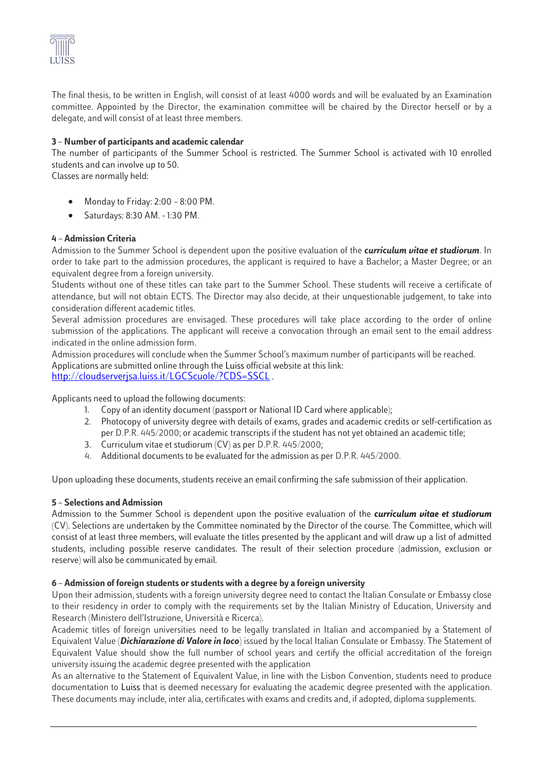The final thesis, to be written in English, will consist of at least 4000 words and will be evaluated by an Examination committee. Appointed by the Director, the examination committee will be chaired by the Director herself or by a delegate, and will consist of at least three members.

**3 – Number of participants and academic calendar**

The number of participants of the Summer School is restricted. The Summer School is activated with 10 enrolled students and can involve up to 50.

Classes are normally held:

- Monday to Friday: 2:00 – 8:00 PM.
- Saturdays: 8:30 AM. - 1:30 PM.

**4 – Admission Criteria**

Admission to the Summer School is dependent upon the positive evaluation of the ***curriculum vitae et studiorum***. In order to take part to the admission procedures, the applicant is required to have a Bachelor; a Master Degree; or an equivalent degree from a foreign university.

Students without one of these titles can take part to the Summer School. These students will receive a certificate of attendance, but will not obtain ECTS. The Director may also decide, at their unquestionable judgement, to take into consideration different academic titles.

Several admission procedures are envisaged. These procedures will take place according to the order of online submission of the applications. The applicant will receive a convocation through an email sent to the email address indicated in the online admission form.

Admission procedures will conclude when the Summer School's maximum number of participants will be reached.

Applications are submitted online through the Luiss official website at this link:

[http://cloudserverjsa.luiss.it/LGCScuole/?CDS=SSCL](http://cloudserverjsa.luiss.it/LGCScuole/?CDS=SSCL) .

Applicants need to upload the following documents:

1. Copy of an identity document (passport or National ID Card where applicable);
2. Photocopy of university degree with details of exams, grades and academic credits or self-certification as per D.P.R. 445/2000; or academic transcripts if the student has not yet obtained an academic title;
3. Curriculum vitae et studiorum (CV) as per D.P.R. 445/2000;
4. Additional documents to be evaluated for the admission as per D.P.R. 445/2000.

Upon uploading these documents, students receive an email confirming the safe submission of their application.

**5 – Selections and Admission**

Admission to the Summer School is dependent upon the positive evaluation of the ***curriculum vitae et studiorum*** (CV). Selections are undertaken by the Committee nominated by the Director of the course. The Committee, which will consist of at least three members, will evaluate the titles presented by the applicant and will draw up a list of admitted students, including possible reserve candidates. The result of their selection procedure (admission, exclusion or reserve) will also be communicated by email.

**6 – Admission of foreign students or students with a degree by a foreign university**

Upon their admission, students with a foreign university degree need to contact the Italian Consulate or Embassy close to their residency in order to comply with the requirements set by the Italian Ministry of Education, University and Research (Ministero dell'Istruzione, Università e Ricerca).

Academic titles of foreign universities need to be legally translated in Italian and accompanied by a Statement of Equivalent Value (***Dichiarazione di Valore in loco***) issued by the local Italian Consulate or Embassy. The Statement of Equivalent Value should show the full number of school years and certify the official accreditation of the foreign university issuing the academic degree presented with the application

As an alternative to the Statement of Equivalent Value, in line with the Lisbon Convention, students need to produce documentation to Luiss that is deemed necessary for evaluating the academic degree presented with the application. These documents may include, inter alia, certificates with exams and credits and, if adopted, diploma supplements.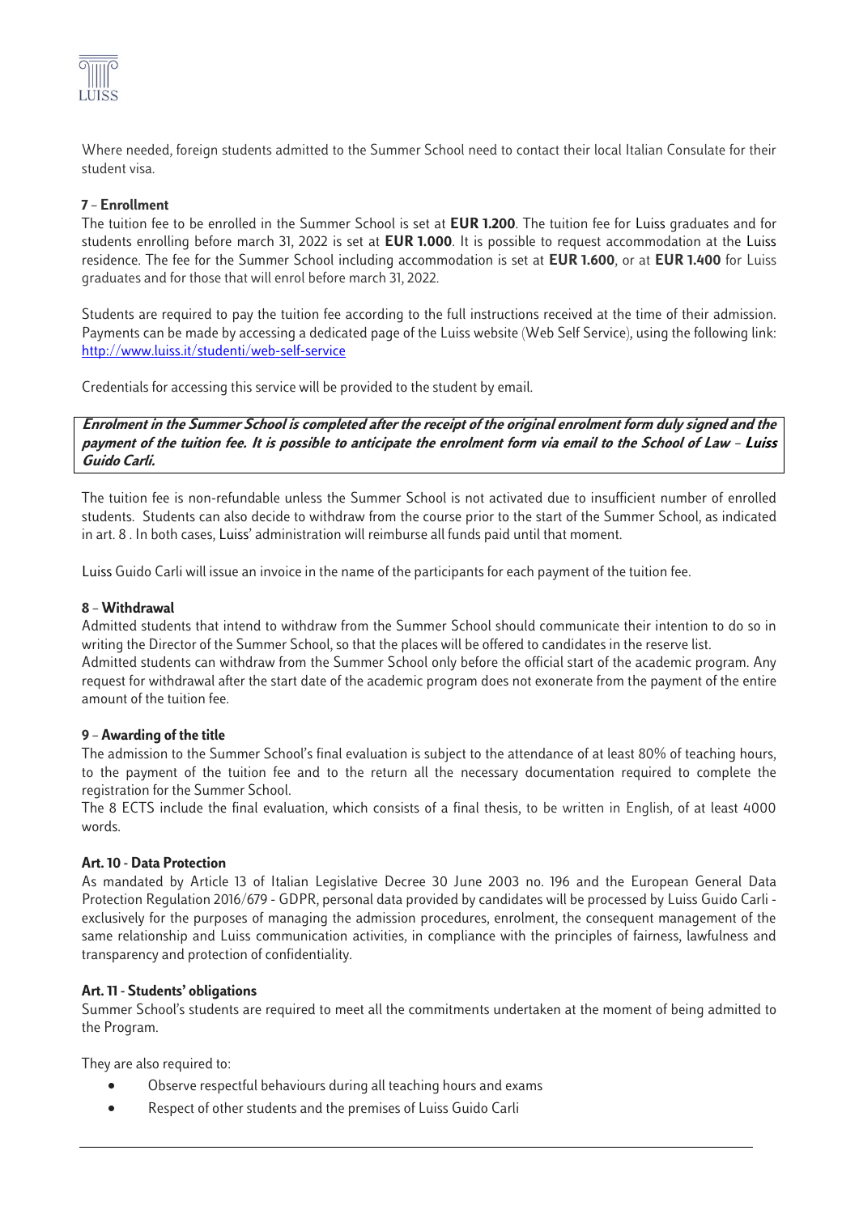Where needed, foreign students admitted to the Summer School need to contact their local Italian Consulate for their student visa.

### 7 – Enrollment

The tuition fee to be enrolled in the Summer School is set at **EUR 1.200**. The tuition fee for Luiss graduates and for students enrolling before march 31, 2022 is set at **EUR 1.000**. It is possible to request accommodation at the Luiss residence. The fee for the Summer School including accommodation is set at **EUR 1.600**, or at **EUR 1.400** for Luiss graduates and for those that will enrol before march 31, 2022.

Students are required to pay the tuition fee according to the full instructions received at the time of their admission. Payments can be made by accessing a dedicated page of the Luiss website (Web Self Service), using the following link: [http://www.luiss.it/studenti/web-self-service](http://www.luiss.it/studenti/web-self-service)

Credentials for accessing this service will be provided to the student by email.

***Enrolment in the Summer School is completed after the receipt of the original enrolment form duly signed and the payment of the tuition fee. It is possible to anticipate the enrolment form via email to the School of Law – Luiss Guido Carli.***

The tuition fee is non-refundable unless the Summer School is not activated due to insufficient number of enrolled students. Students can also decide to withdraw from the course prior to the start of the Summer School, as indicated in art. 8 . In both cases, Luiss' administration will reimburse all funds paid until that moment.

Luiss Guido Carli will issue an invoice in the name of the participants for each payment of the tuition fee.

### 8 – Withdrawal

Admitted students that intend to withdraw from the Summer School should communicate their intention to do so in writing the Director of the Summer School, so that the places will be offered to candidates in the reserve list.
Admitted students can withdraw from the Summer School only before the official start of the academic program. Any request for withdrawal after the start date of the academic program does not exonerate from the payment of the entire amount of the tuition fee.

### 9 – Awarding of the title

The admission to the Summer School's final evaluation is subject to the attendance of at least 80% of teaching hours, to the payment of the tuition fee and to the return all the necessary documentation required to complete the registration for the Summer School.
The 8 ECTS include the final evaluation, which consists of a final thesis, to be written in English, of at least 4000 words.

### Art. 10 - Data Protection

As mandated by Article 13 of Italian Legislative Decree 30 June 2003 no. 196 and the European General Data Protection Regulation 2016/679 - GDPR, personal data provided by candidates will be processed by Luiss Guido Carli - exclusively for the purposes of managing the admission procedures, enrolment, the consequent management of the same relationship and Luiss communication activities, in compliance with the principles of fairness, lawfulness and transparency and protection of confidentiality.

### Art. 11 - Students' obligations

Summer School's students are required to meet all the commitments undertaken at the moment of being admitted to the Program.

They are also required to:

- Observe respectful behaviours during all teaching hours and exams
- Respect of other students and the premises of Luiss Guido Carli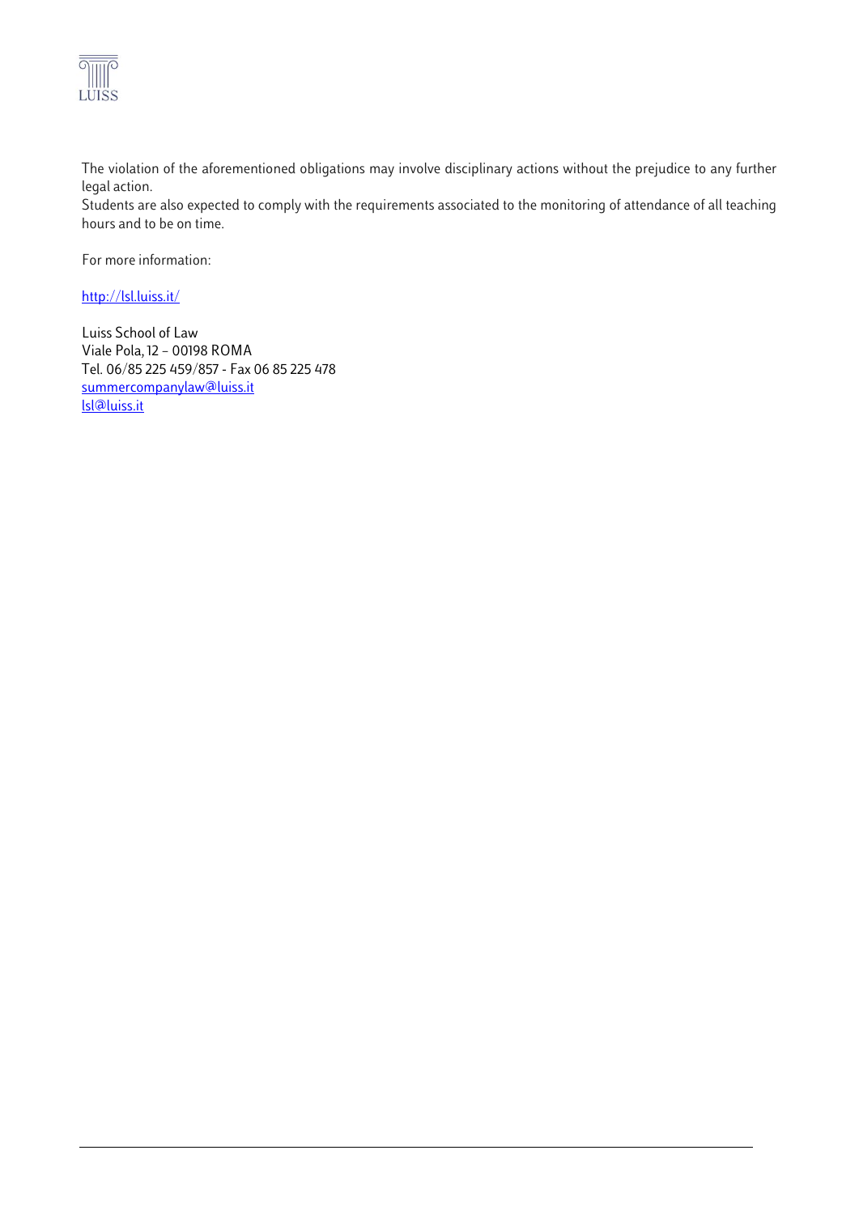The violation of the aforementioned obligations may involve disciplinary actions without the prejudice to any further legal action.
Students are also expected to comply with the requirements associated to the monitoring of attendance of all teaching hours and to be on time.

For more information:

http://lsl.luiss.it/

Luiss School of Law
Viale Pola, 12 – 00198 ROMA
Tel. 06/85 225 459/857 - Fax 06 85 225 478
summercompanylaw@luiss.it
lsl@luiss.it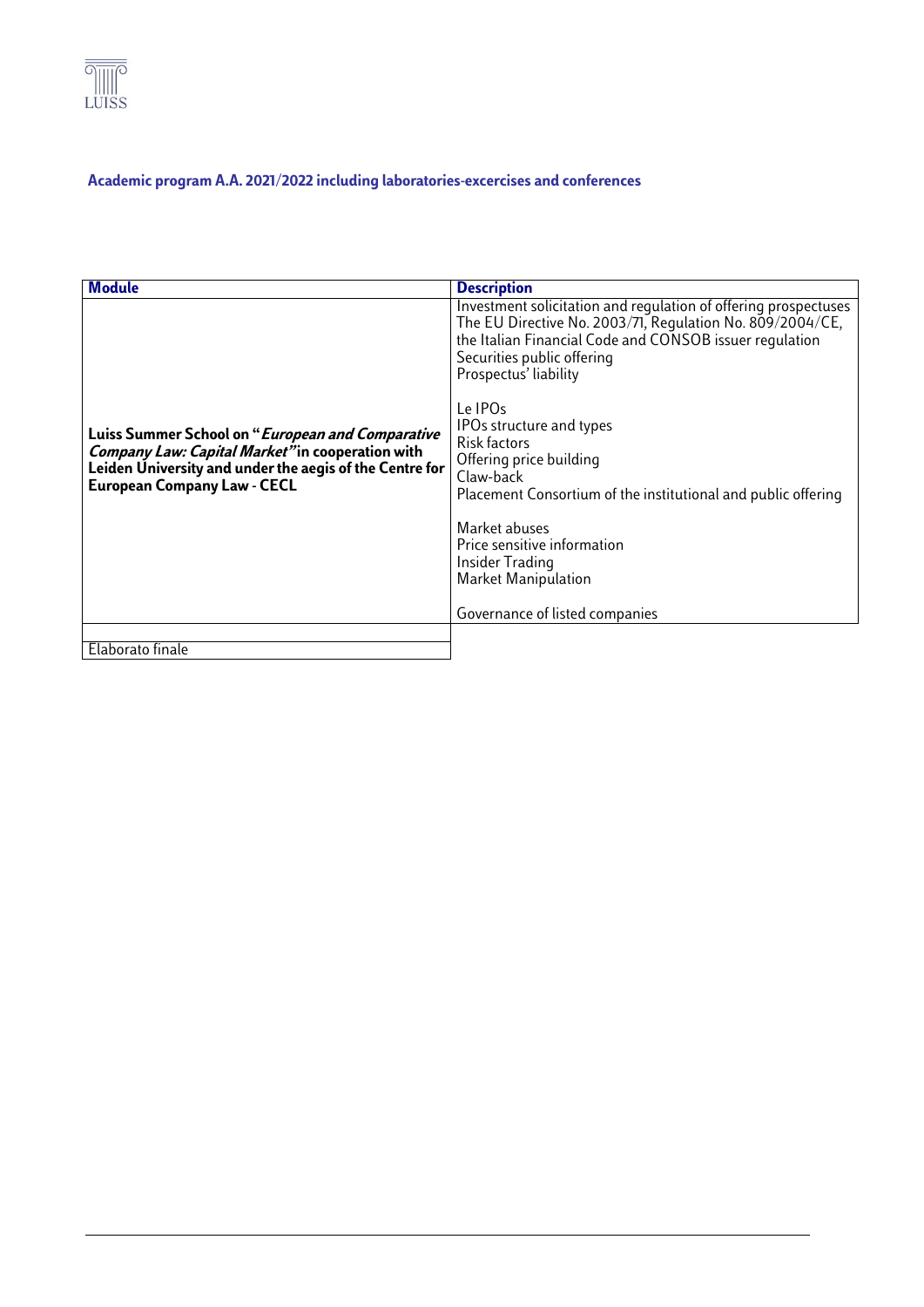**Academic program A.A. 2021/2022 including laboratories-excercises and conferences**

| Module | Description |
|---|---|
| **Luiss Summer School on "*European and Comparative Company Law: Capital Market*" in cooperation with Leiden University and under the aegis of the Centre for European Company Law - CECL** | Investment solicitation and regulation of offering prospectuses<br>The EU Directive No. 2003/71, Regulation No. 809/2004/CE, the Italian Financial Code and CONSOB issuer regulation<br>Securities public offering<br>Prospectus' liability<br><br>Le IPOs<br>IPOs structure and types<br>Risk factors<br>Offering price building<br>Claw-back<br>Placement Consortium of the institutional and public offering<br><br>Market abuses<br>Price sensitive information<br>Insider Trading<br>Market Manipulation<br><br>Governance of listed companies |
| | |
| Elaborato finale | |